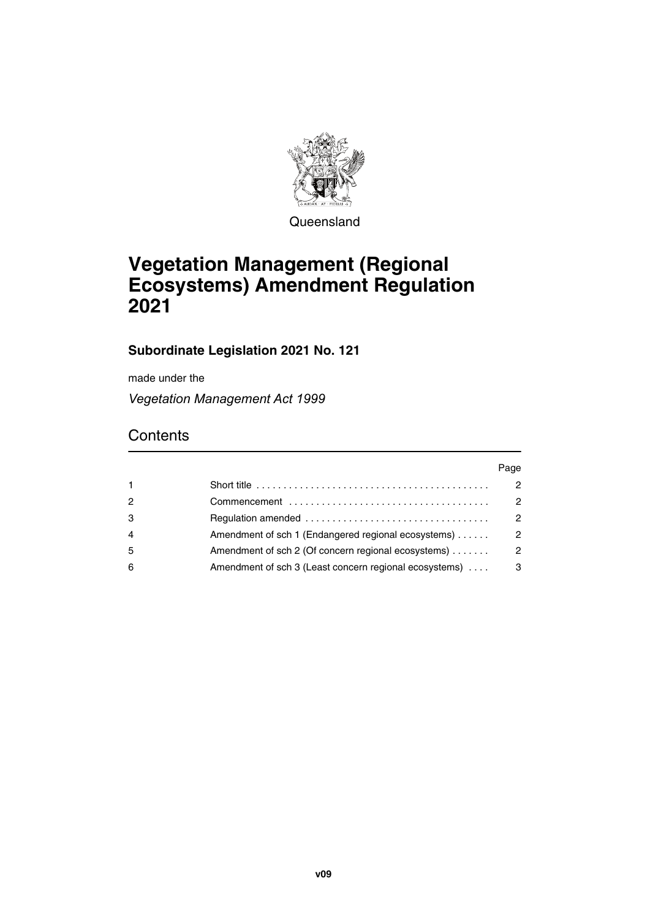Queensland

# Vegetation Management (Regional Ecosystems) Amendment Regulation 2021

## Subordinate Legislation 2021 No. 121

made under the

*Vegetation Management Act 1999*

## Contents

| | | Page |
|---|---|---|
| 1 | Short title | 2 |
| 2 | Commencement | 2 |
| 3 | Regulation amended | 2 |
| 4 | Amendment of sch 1 (Endangered regional ecosystems) | 2 |
| 5 | Amendment of sch 2 (Of concern regional ecosystems) | 2 |
| 6 | Amendment of sch 3 (Least concern regional ecosystems) | 3 |

**v09**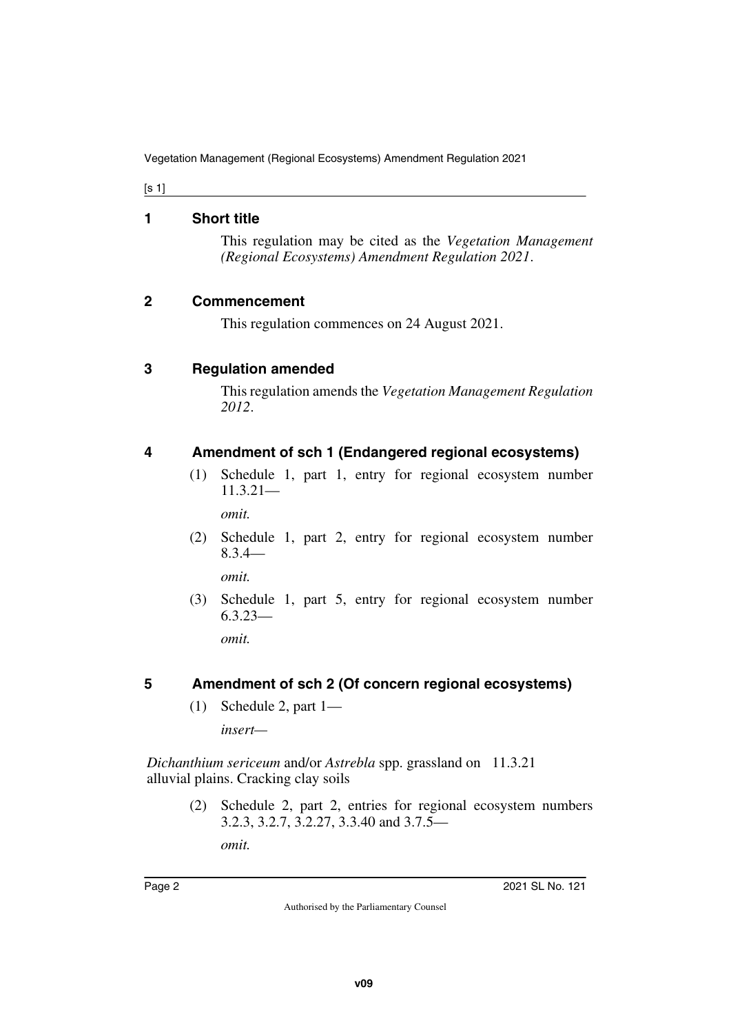## 1 Short title

This regulation may be cited as the *Vegetation Management (Regional Ecosystems) Amendment Regulation 2021*.

## 2 Commencement

This regulation commences on 24 August 2021.

## 3 Regulation amended

This regulation amends the *Vegetation Management Regulation 2012*.

## 4 Amendment of sch 1 (Endangered regional ecosystems)

(1) Schedule 1, part 1, entry for regional ecosystem number 11.3.21—

*omit.*

(2) Schedule 1, part 2, entry for regional ecosystem number 8.3.4—

*omit.*

(3) Schedule 1, part 5, entry for regional ecosystem number 6.3.23—

*omit.*

## 5 Amendment of sch 2 (Of concern regional ecosystems)

(1) Schedule 2, part 1—

*insert*—

*Dichanthium sericeum* and/or *Astrebla* spp. grassland on alluvial plains. Cracking clay soils 11.3.21

(2) Schedule 2, part 2, entries for regional ecosystem numbers 3.2.3, 3.2.7, 3.2.27, 3.3.40 and 3.7.5—

*omit.*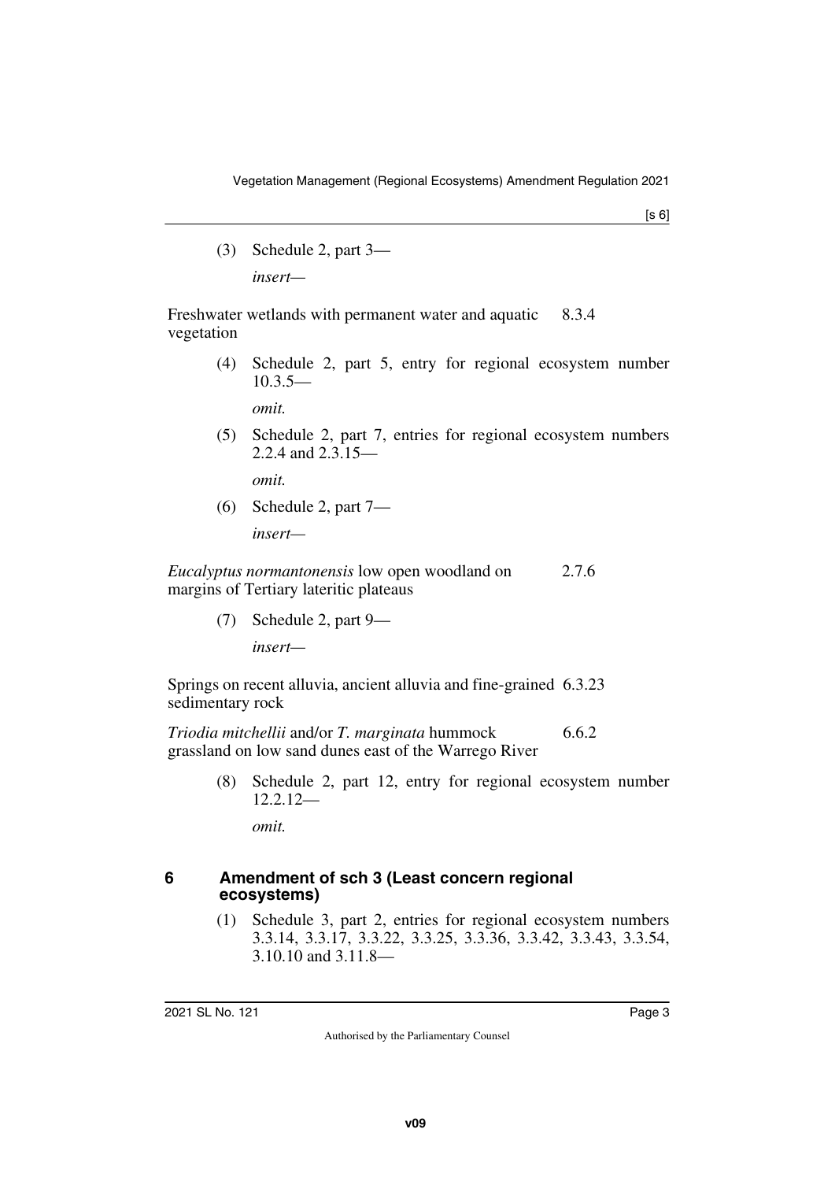(3) Schedule 2, part 3—

*insert—*

Freshwater wetlands with permanent water and aquatic vegetation 8.3.4

(4) Schedule 2, part 5, entry for regional ecosystem number 10.3.5—

*omit.*

(5) Schedule 2, part 7, entries for regional ecosystem numbers 2.2.4 and 2.3.15—

*omit.*

(6) Schedule 2, part 7—

*insert—*

*Eucalyptus normantonensis* low open woodland on margins of Tertiary lateritic plateaus 2.7.6

(7) Schedule 2, part 9—

*insert—*

Springs on recent alluvia, ancient alluvia and fine-grained sedimentary rock 6.3.23

*Triodia mitchellii* and/or *T. marginata* hummock grassland on low sand dunes east of the Warrego River 6.6.2

(8) Schedule 2, part 12, entry for regional ecosystem number 12.2.12—

*omit.*

### 6 Amendment of sch 3 (Least concern regional ecosystems)

(1) Schedule 3, part 2, entries for regional ecosystem numbers 3.3.14, 3.3.17, 3.3.22, 3.3.25, 3.3.36, 3.3.42, 3.3.43, 3.3.54, 3.10.10 and 3.11.8—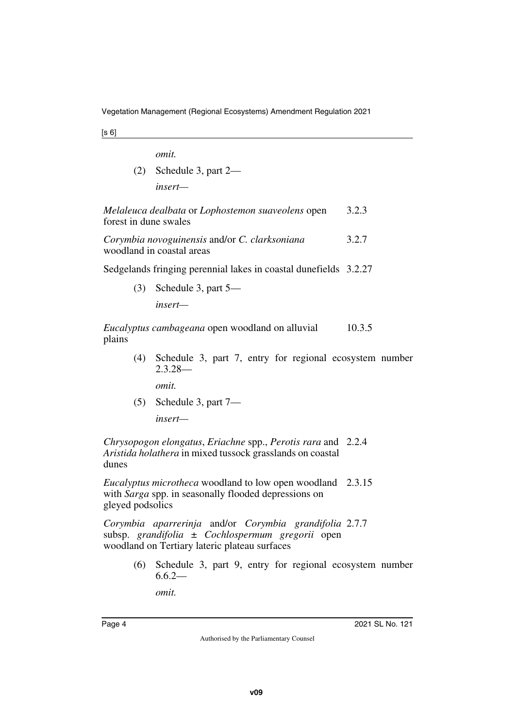*omit.*

(2) Schedule 3, part 2—

*insert—*

| | |
|---|---|
| *Melaleuca dealbata* or *Lophostemon suaveolens* open forest in dune swales | 3.2.3 |
| *Corymbia novoguinensis* and/or *C. clarksoniana* woodland in coastal areas | 3.2.7 |
| Sedgelands fringing perennial lakes in coastal dunefields | 3.2.27 |

(3) Schedule 3, part 5—

*insert—*

| | |
|---|---|
| *Eucalyptus cambageana* open woodland on alluvial plains | 10.3.5 |

(4) Schedule 3, part 7, entry for regional ecosystem number 2.3.28—

*omit.*

(5) Schedule 3, part 7—

*insert—*

| | |
|---|---|
| *Chrysopogon elongatus*, *Eriachne* spp., *Perotis rara* and *Aristida holathera* in mixed tussock grasslands on coastal dunes | 2.2.4 |
| *Eucalyptus microtheca* woodland to low open woodland with *Sarga* spp. in seasonally flooded depressions on gleyed podsolics | 2.3.15 |
| *Corymbia aparrerinja* and/or *Corymbia grandifolia* subsp. *grandifolia* ± *Cochlospermum gregorii* open woodland on Tertiary lateric plateau surfaces | 2.7.7 |

(6) Schedule 3, part 9, entry for regional ecosystem number 6.6.2—

*omit.*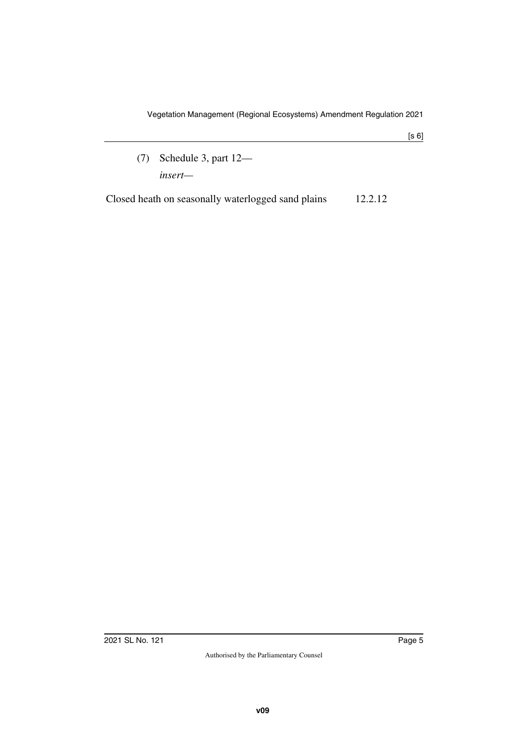(7) Schedule 3, part 12—

*insert—*

| | |
|---|---|
| Closed heath on seasonally waterlogged sand plains | 12.2.12 |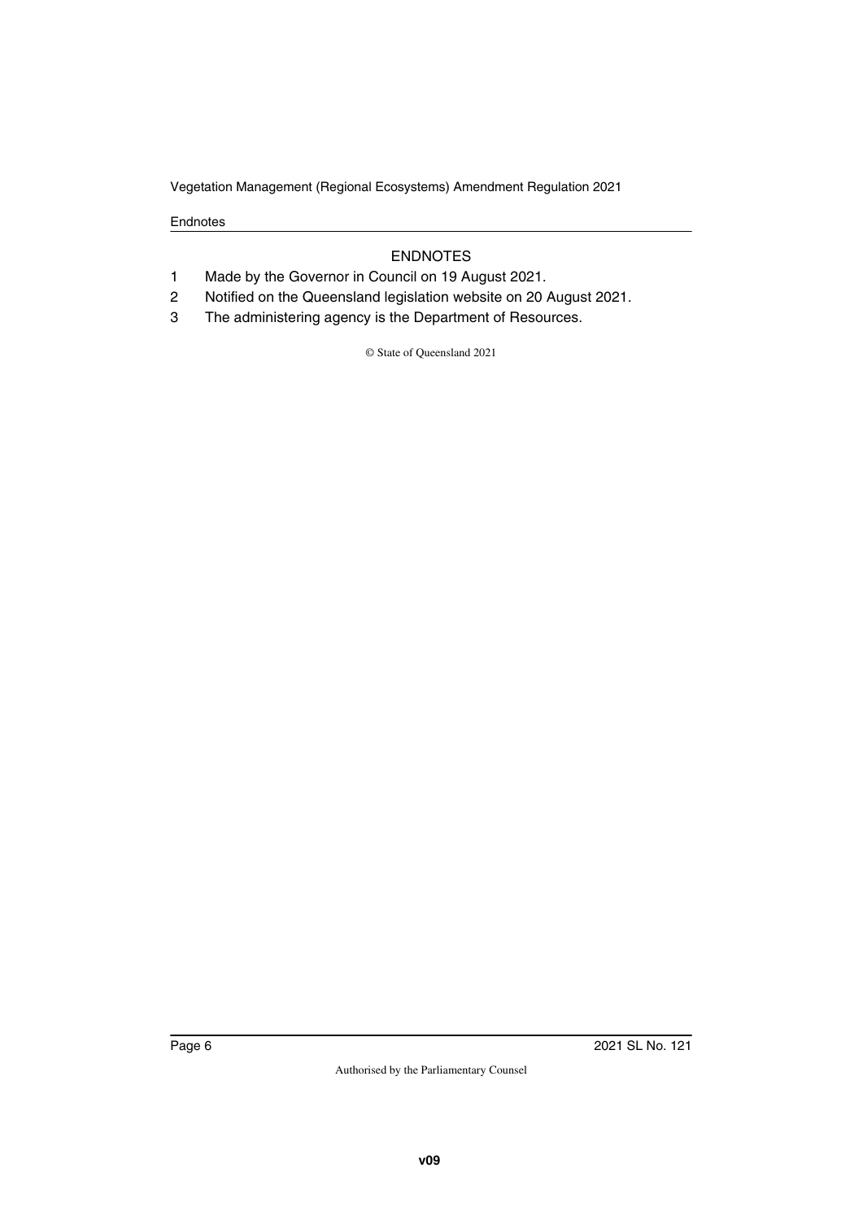## ENDNOTES

1 Made by the Governor in Council on 19 August 2021.

2 Notified on the Queensland legislation website on 20 August 2021.

3 The administering agency is the Department of Resources.

© State of Queensland 2021